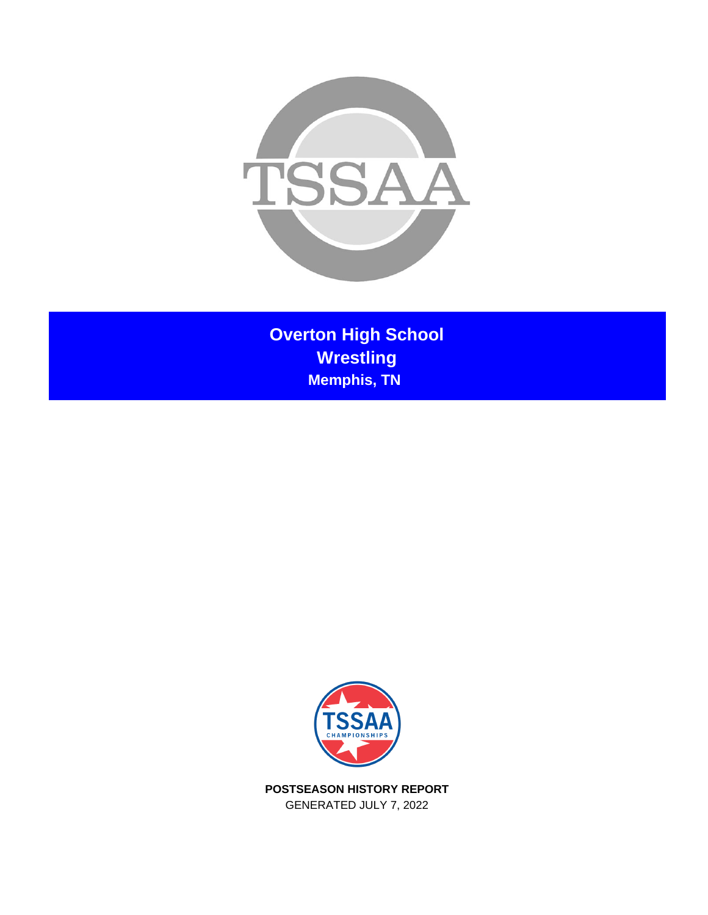# Overton High School
## Wrestling
### Memphis, TN

**POSTSEASON HISTORY REPORT**

GENERATED JULY 7, 2022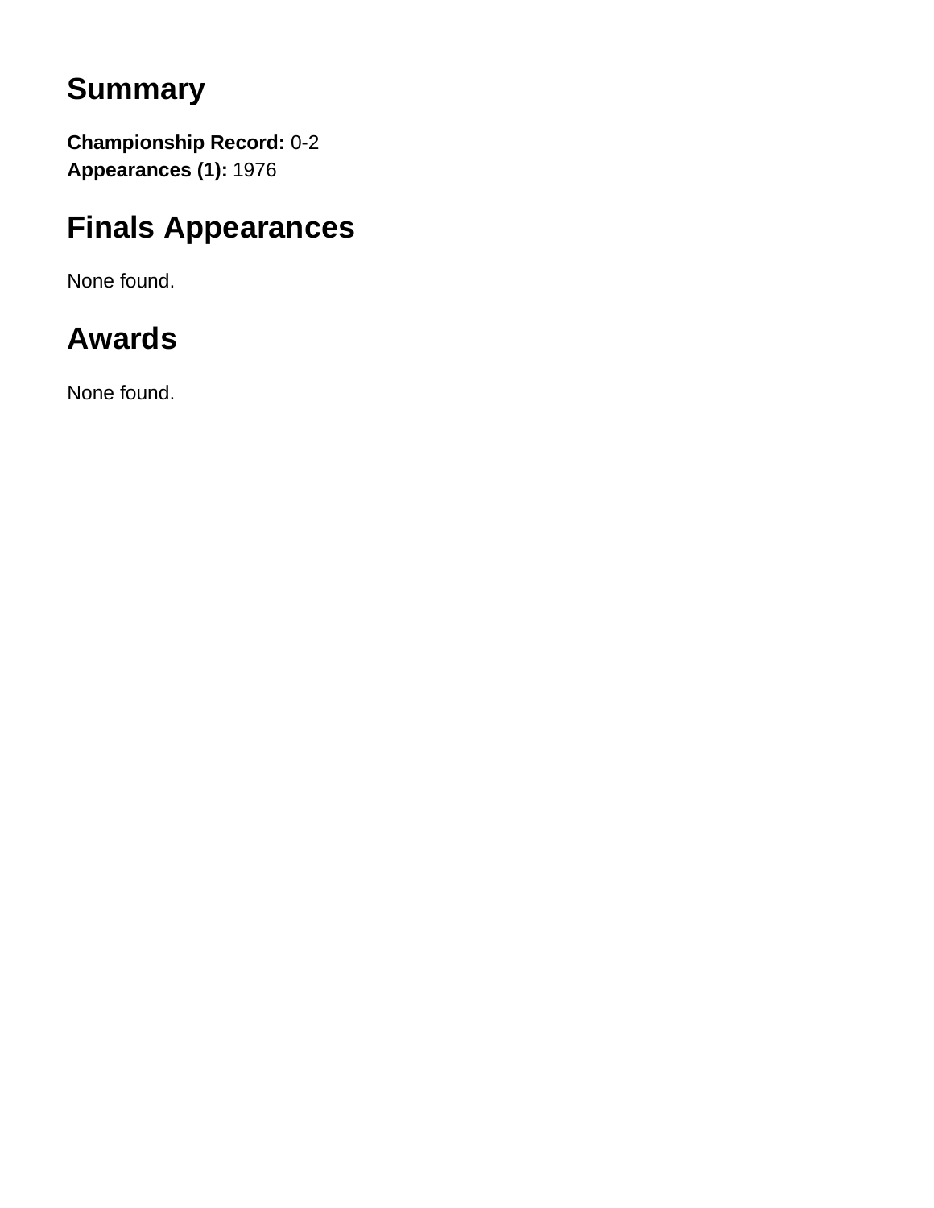## Summary

**Championship Record:** 0-2
**Appearances (1):** 1976

## Finals Appearances

None found.

## Awards

None found.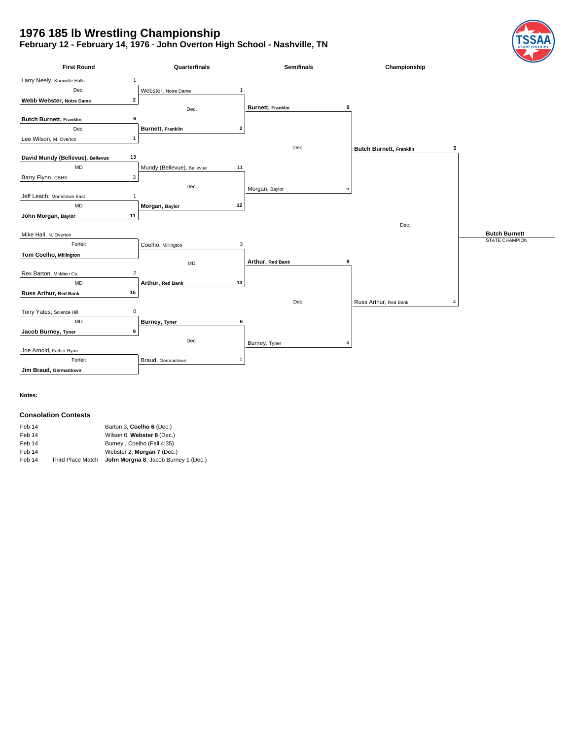# 1976 185 lb Wrestling Championship

## February 12 - February 14, 1976 · John Overton High School - Nashville, TN

**First Round**

- Larry Neely, Knoxville Halls 1 — Dec. — **Webb Webster, Notre Dame 2**
- **Butch Burnett, Franklin 6** — Dec. — Lee Wilson, M. Overton 1
- **David Mundy (Bellevue), Bellevue 13** — MD — Barry Flynn, CBHS 3
- Jeff Leach, Morristown East 1 — MD — **John Morgan, Baylor 11**
- Mike Hall, N. Overton — Forfeit — **Tom Coelho, Millington**
- Rex Barton, McMinn Co. 2 — MD — **Russ Arthur, Red Bank 15**
- Tony Yates, Science Hill 0 — MD — **Jacob Burney, Tyner 9**
- Joe Arnold, Father Ryan — Forfeit — **Jim Braud, Germantown**

**Quarterfinals**

- Webster, Notre Dame 1 — Dec. — **Burnett, Franklin 2**
- Mundy (Bellevue), Bellevue 11 — Dec. — **Morgan, Baylor 12**
- Coelho, Millington 3 — MD — **Arthur, Red Bank 13**
- **Burney, Tyner 6** — Dec. — Braud, Germantown 1

**Semifinals**

- **Burnett, Franklin 9** — Dec. — Morgan, Baylor 5
- **Arthur, Red Bank 9** — Dec. — Burney, Tyner 4

**Championship**

- **Butch Burnett, Franklin 5** — Dec. — Russ Arthur, Red Bank 4

**Butch Burnett**
STATE CHAMPION

**Notes:**

### Consolation Contests

| | | |
|---|---|---|
| Feb 14 | | Barton 3, **Coelho 6** (Dec.) |
| Feb 14 | | Wilson 0, **Webster 8** (Dec.) |
| Feb 14 | | Burney , Coelho (Fall 4:35) |
| Feb 14 | | Webster 2, **Morgan 7** (Dec.) |
| Feb 14 | Third Place Match | **John Morgna 8**, Jacob Burney 1 (Dec.) |